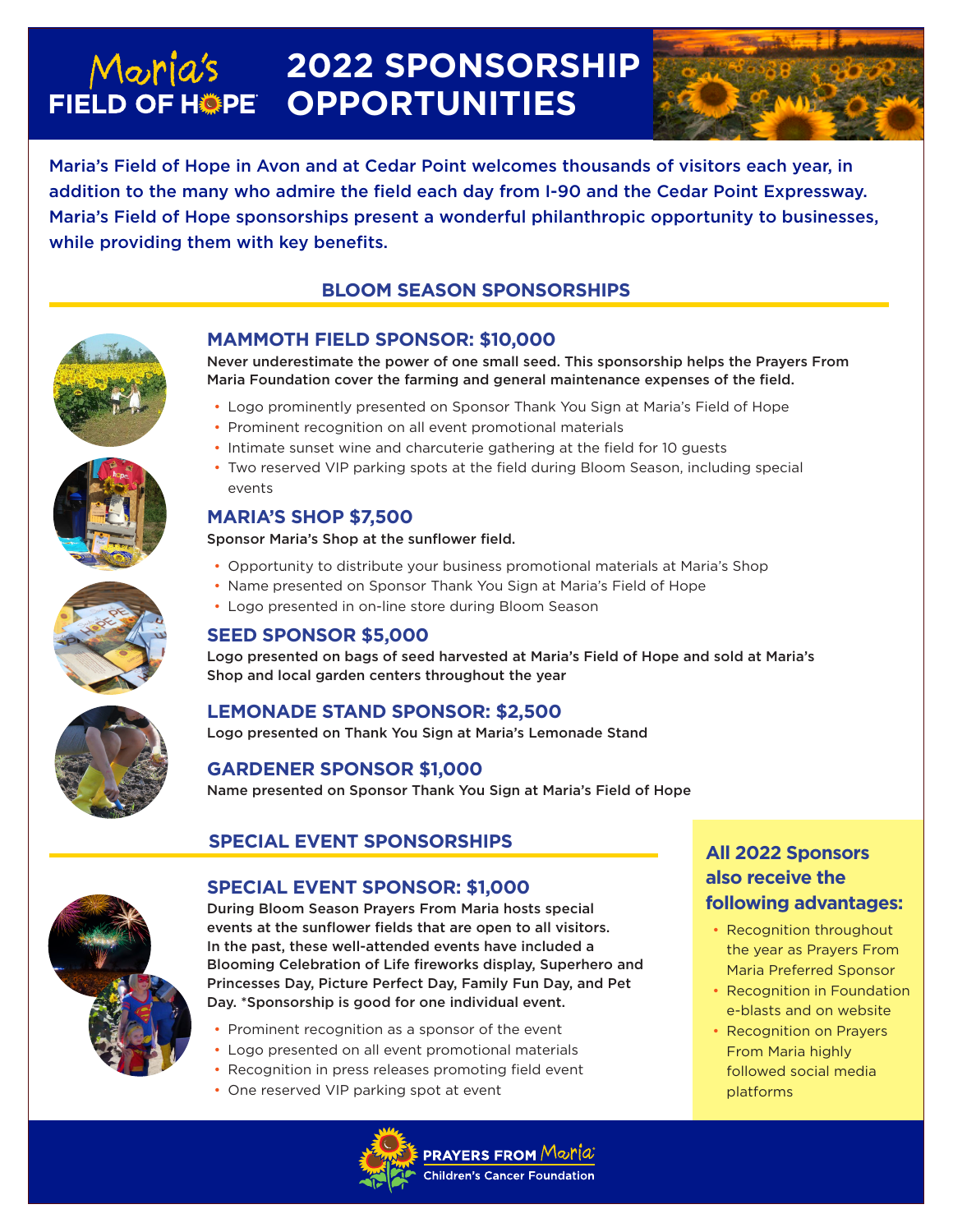# Maria's FIELD OF HOPE

# 2022 SPONSORSHIP OPPORTUNITIES

Maria's Field of Hope in Avon and at Cedar Point welcomes thousands of visitors each year, in addition to the many who admire the field each day from I-90 and the Cedar Point Expressway. Maria's Field of Hope sponsorships present a wonderful philanthropic opportunity to businesses, while providing them with key benefits.

## BLOOM SEASON SPONSORSHIPS

### MAMMOTH FIELD SPONSOR: $10,000

Never underestimate the power of one small seed. This sponsorship helps the Prayers From Maria Foundation cover the farming and general maintenance expenses of the field.

- Logo prominently presented on Sponsor Thank You Sign at Maria's Field of Hope
- Prominent recognition on all event promotional materials
- Intimate sunset wine and charcuterie gathering at the field for 10 guests
- Two reserved VIP parking spots at the field during Bloom Season, including special events

### MARIA'S SHOP $7,500

Sponsor Maria's Shop at the sunflower field.

- Opportunity to distribute your business promotional materials at Maria's Shop
- Name presented on Sponsor Thank You Sign at Maria's Field of Hope
- Logo presented in on-line store during Bloom Season

### SEED SPONSOR $5,000

Logo presented on bags of seed harvested at Maria's Field of Hope and sold at Maria's Shop and local garden centers throughout the year

### LEMONADE STAND SPONSOR: $2,500

Logo presented on Thank You Sign at Maria's Lemonade Stand

### GARDENER SPONSOR $1,000

Name presented on Sponsor Thank You Sign at Maria's Field of Hope

## SPECIAL EVENT SPONSORSHIPS

### SPECIAL EVENT SPONSOR: $1,000

During Bloom Season Prayers From Maria hosts special events at the sunflower fields that are open to all visitors. In the past, these well-attended events have included a Blooming Celebration of Life fireworks display, Superhero and Princesses Day, Picture Perfect Day, Family Fun Day, and Pet Day. *Sponsorship is good for one individual event.

- Prominent recognition as a sponsor of the event
- Logo presented on all event promotional materials
- Recognition in press releases promoting field event
- One reserved VIP parking spot at event

### All 2022 Sponsors also receive the following advantages:

- Recognition throughout the year as Prayers From Maria Preferred Sponsor
- Recognition in Foundation e-blasts and on website
- Recognition on Prayers From Maria highly followed social media platforms

PRAYERS FROM Maria
Children's Cancer Foundation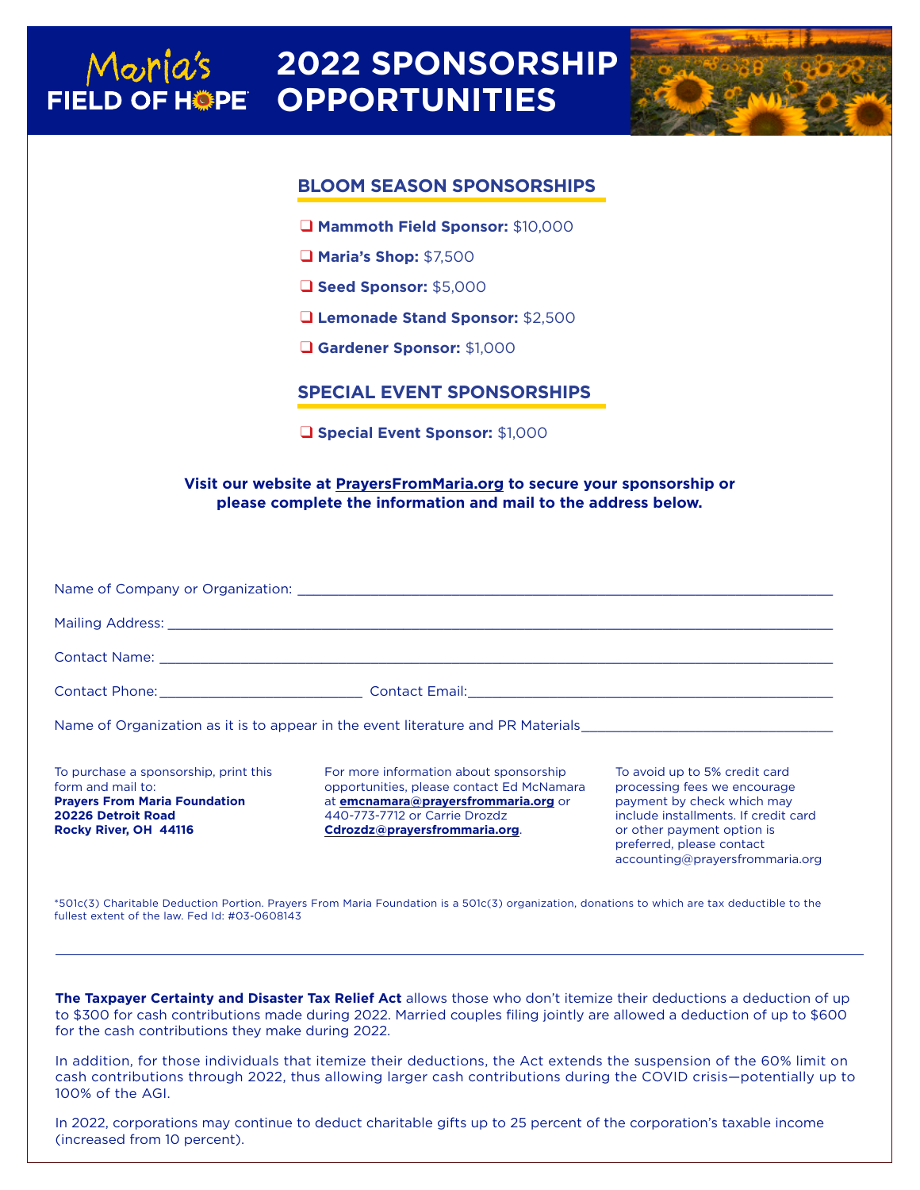Maria's FIELD OF HOPE

# 2022 SPONSORSHIP OPPORTUNITIES

## BLOOM SEASON SPONSORSHIPS

- ❑ **Mammoth Field Sponsor:** $10,000
- ❑ **Maria's Shop:** $7,500
- ❑ **Seed Sponsor:** $5,000
- ❑ **Lemonade Stand Sponsor:** $2,500
- ❑ **Gardener Sponsor:** $1,000

## SPECIAL EVENT SPONSORSHIPS

- ❑ **Special Event Sponsor:** $1,000

**Visit our website at PrayersFromMaria.org to secure your sponsorship or please complete the information and mail to the address below.**

Name of Company or Organization: ______________________________

Mailing Address: ______________________________

Contact Name: ______________________________

Contact Phone: ______________ Contact Email: ______________________________

Name of Organization as it is to appear in the event literature and PR Materials ______________________________

To purchase a sponsorship, print this form and mail to:
**Prayers From Maria Foundation**
**20226 Detroit Road**
**Rocky River, OH 44116**

For more information about sponsorship opportunities, please contact Ed McNamara at **emcnamara@prayersfrommaria.org** or 440-773-7712 or Carrie Drozdz **Cdrozdz@prayersfrommaria.org**.

To avoid up to 5% credit card processing fees we encourage payment by check which may include installments. If credit card or other payment option is preferred, please contact accounting@prayersfrommaria.org

*501c(3) Charitable Deduction Portion. Prayers From Maria Foundation is a 501c(3) organization, donations to which are tax deductible to the fullest extent of the law. Fed Id: #03-0608143

---

**The Taxpayer Certainty and Disaster Tax Relief Act** allows those who don't itemize their deductions a deduction of up to $300 for cash contributions made during 2022. Married couples filing jointly are allowed a deduction of up to $600 for the cash contributions they make during 2022.

In addition, for those individuals that itemize their deductions, the Act extends the suspension of the 60% limit on cash contributions through 2022, thus allowing larger cash contributions during the COVID crisis—potentially up to 100% of the AGI.

In 2022, corporations may continue to deduct charitable gifts up to 25 percent of the corporation's taxable income (increased from 10 percent).